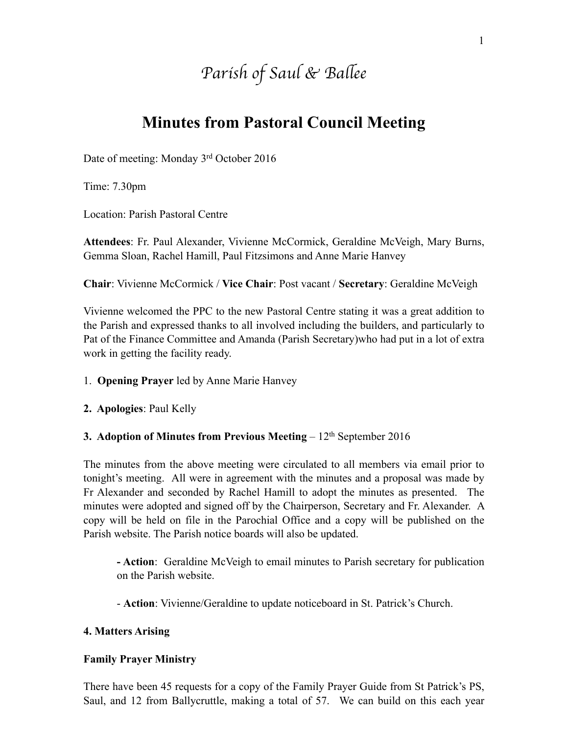# *Parish of Saul & Ballee*

## Minutes from Pastoral Council Meeting

Date of meeting: Monday 3rd October 2016

Time: 7.30pm

Location: Parish Pastoral Centre

**Attendees**: Fr. Paul Alexander, Vivienne McCormick, Geraldine McVeigh, Mary Burns, Gemma Sloan, Rachel Hamill, Paul Fitzsimons and Anne Marie Hanvey

**Chair**: Vivienne McCormick / **Vice Chair**: Post vacant / **Secretary**: Geraldine McVeigh

Vivienne welcomed the PPC to the new Pastoral Centre stating it was a great addition to the Parish and expressed thanks to all involved including the builders, and particularly to Pat of the Finance Committee and Amanda (Parish Secretary)who had put in a lot of extra work in getting the facility ready.

1. **Opening Prayer** led by Anne Marie Hanvey

**2. Apologies**: Paul Kelly

**3. Adoption of Minutes from Previous Meeting** – 12th September 2016

The minutes from the above meeting were circulated to all members via email prior to tonight's meeting. All were in agreement with the minutes and a proposal was made by Fr Alexander and seconded by Rachel Hamill to adopt the minutes as presented. The minutes were adopted and signed off by the Chairperson, Secretary and Fr. Alexander. A copy will be held on file in the Parochial Office and a copy will be published on the Parish website. The Parish notice boards will also be updated.

> **- Action**: Geraldine McVeigh to email minutes to Parish secretary for publication on the Parish website.
>
> - **Action**: Vivienne/Geraldine to update noticeboard in St. Patrick's Church.

**4. Matters Arising**

**Family Prayer Ministry**

There have been 45 requests for a copy of the Family Prayer Guide from St Patrick's PS, Saul, and 12 from Ballycruttle, making a total of 57. We can build on this each year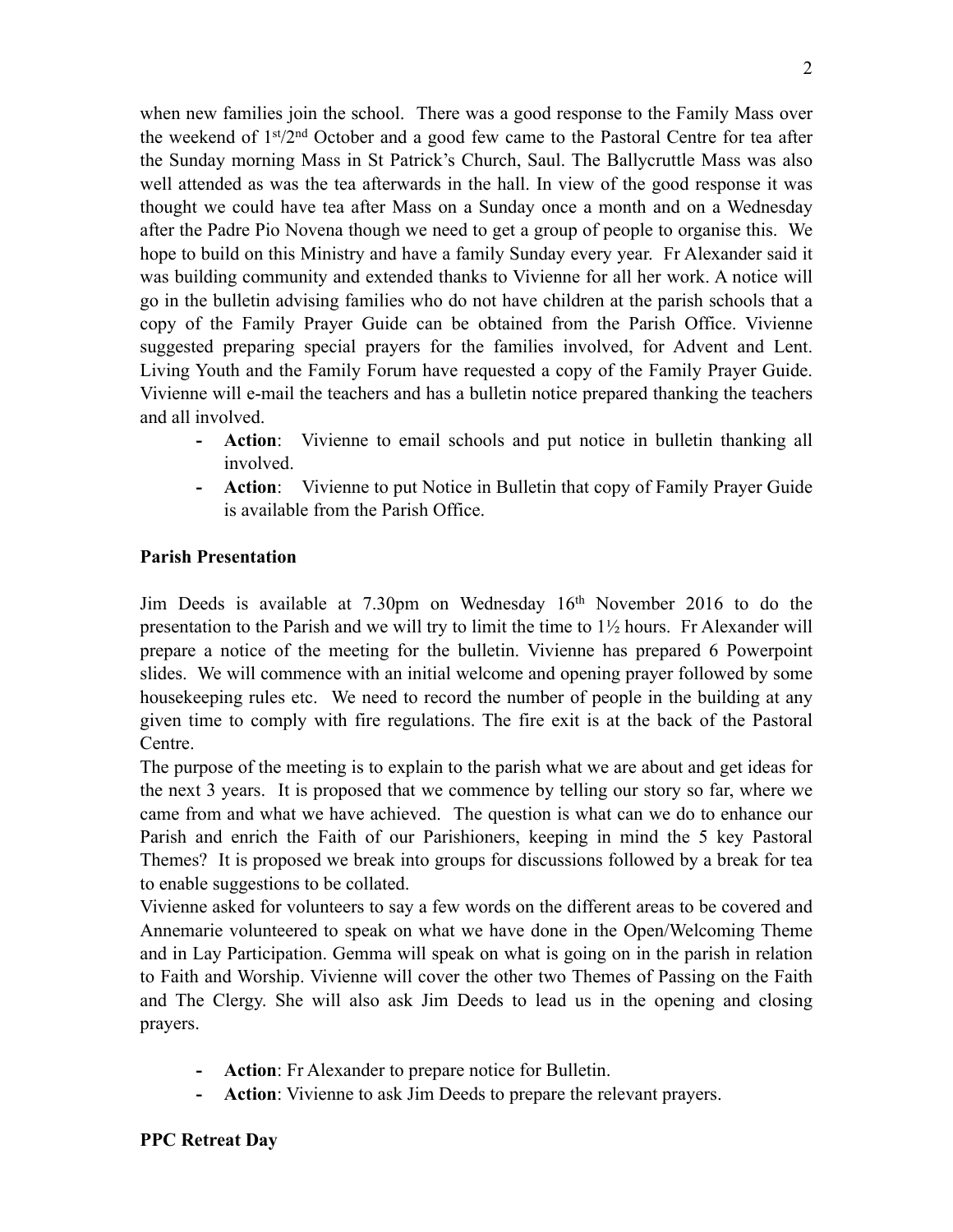when new families join the school. There was a good response to the Family Mass over the weekend of 1st/2nd October and a good few came to the Pastoral Centre for tea after the Sunday morning Mass in St Patrick's Church, Saul. The Ballycruttle Mass was also well attended as was the tea afterwards in the hall. In view of the good response it was thought we could have tea after Mass on a Sunday once a month and on a Wednesday after the Padre Pio Novena though we need to get a group of people to organise this. We hope to build on this Ministry and have a family Sunday every year. Fr Alexander said it was building community and extended thanks to Vivienne for all her work. A notice will go in the bulletin advising families who do not have children at the parish schools that a copy of the Family Prayer Guide can be obtained from the Parish Office. Vivienne suggested preparing special prayers for the families involved, for Advent and Lent. Living Youth and the Family Forum have requested a copy of the Family Prayer Guide. Vivienne will e-mail the teachers and has a bulletin notice prepared thanking the teachers and all involved.

- **Action**: Vivienne to email schools and put notice in bulletin thanking all involved.
- **Action**: Vivienne to put Notice in Bulletin that copy of Family Prayer Guide is available from the Parish Office.

**Parish Presentation**

Jim Deeds is available at 7.30pm on Wednesday 16th November 2016 to do the presentation to the Parish and we will try to limit the time to 1½ hours. Fr Alexander will prepare a notice of the meeting for the bulletin. Vivienne has prepared 6 Powerpoint slides. We will commence with an initial welcome and opening prayer followed by some housekeeping rules etc. We need to record the number of people in the building at any given time to comply with fire regulations. The fire exit is at the back of the Pastoral Centre.

The purpose of the meeting is to explain to the parish what we are about and get ideas for the next 3 years. It is proposed that we commence by telling our story so far, where we came from and what we have achieved. The question is what can we do to enhance our Parish and enrich the Faith of our Parishioners, keeping in mind the 5 key Pastoral Themes? It is proposed we break into groups for discussions followed by a break for tea to enable suggestions to be collated.

Vivienne asked for volunteers to say a few words on the different areas to be covered and Annemarie volunteered to speak on what we have done in the Open/Welcoming Theme and in Lay Participation. Gemma will speak on what is going on in the parish in relation to Faith and Worship. Vivienne will cover the other two Themes of Passing on the Faith and The Clergy. She will also ask Jim Deeds to lead us in the opening and closing prayers.

- **Action**: Fr Alexander to prepare notice for Bulletin.
- **Action**: Vivienne to ask Jim Deeds to prepare the relevant prayers.

**PPC Retreat Day**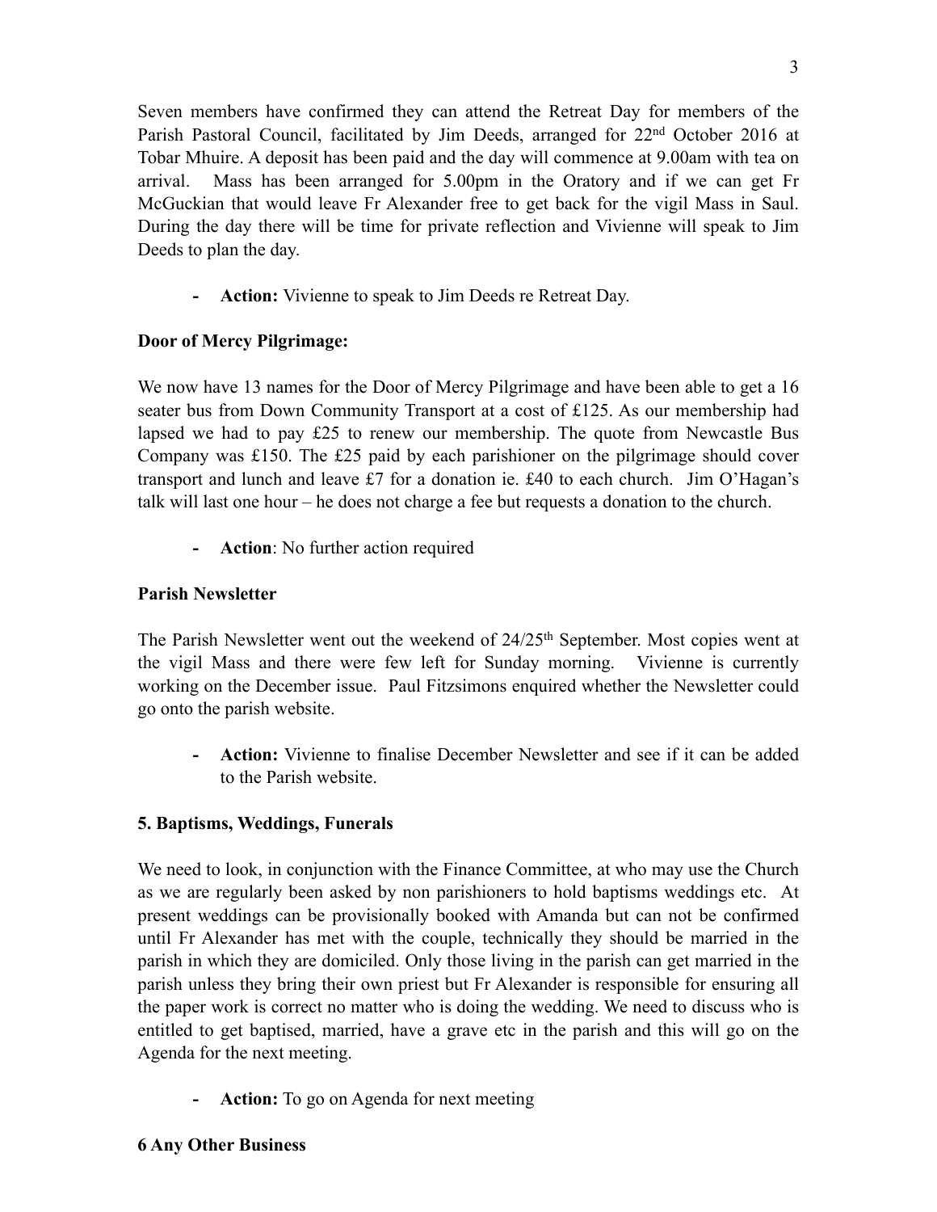Seven members have confirmed they can attend the Retreat Day for members of the Parish Pastoral Council, facilitated by Jim Deeds, arranged for 22nd October 2016 at Tobar Mhuire. A deposit has been paid and the day will commence at 9.00am with tea on arrival. Mass has been arranged for 5.00pm in the Oratory and if we can get Fr McGuckian that would leave Fr Alexander free to get back for the vigil Mass in Saul. During the day there will be time for private reflection and Vivienne will speak to Jim Deeds to plan the day.

- **Action:** Vivienne to speak to Jim Deeds re Retreat Day.

**Door of Mercy Pilgrimage:**

We now have 13 names for the Door of Mercy Pilgrimage and have been able to get a 16 seater bus from Down Community Transport at a cost of £125. As our membership had lapsed we had to pay £25 to renew our membership. The quote from Newcastle Bus Company was £150. The £25 paid by each parishioner on the pilgrimage should cover transport and lunch and leave £7 for a donation ie. £40 to each church. Jim O'Hagan's talk will last one hour – he does not charge a fee but requests a donation to the church.

- **Action**: No further action required

**Parish Newsletter**

The Parish Newsletter went out the weekend of 24/25th September. Most copies went at the vigil Mass and there were few left for Sunday morning. Vivienne is currently working on the December issue. Paul Fitzsimons enquired whether the Newsletter could go onto the parish website.

- **Action:** Vivienne to finalise December Newsletter and see if it can be added to the Parish website.

**5. Baptisms, Weddings, Funerals**

We need to look, in conjunction with the Finance Committee, at who may use the Church as we are regularly been asked by non parishioners to hold baptisms weddings etc. At present weddings can be provisionally booked with Amanda but can not be confirmed until Fr Alexander has met with the couple, technically they should be married in the parish in which they are domiciled. Only those living in the parish can get married in the parish unless they bring their own priest but Fr Alexander is responsible for ensuring all the paper work is correct no matter who is doing the wedding. We need to discuss who is entitled to get baptised, married, have a grave etc in the parish and this will go on the Agenda for the next meeting.

- **Action:** To go on Agenda for next meeting

**6 Any Other Business**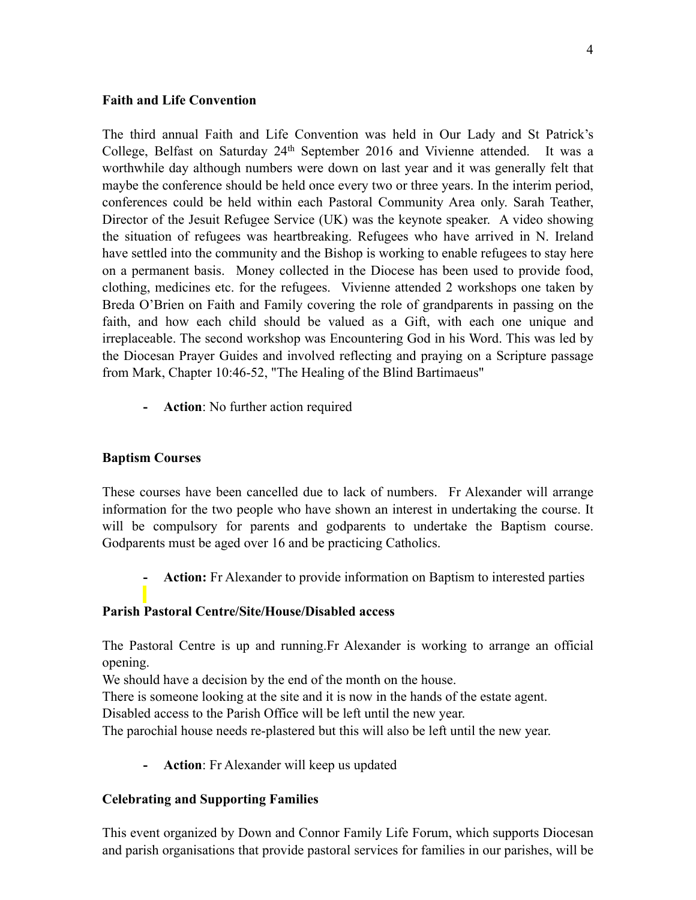**Faith and Life Convention**

The third annual Faith and Life Convention was held in Our Lady and St Patrick's College, Belfast on Saturday 24th September 2016 and Vivienne attended. It was a worthwhile day although numbers were down on last year and it was generally felt that maybe the conference should be held once every two or three years. In the interim period, conferences could be held within each Pastoral Community Area only. Sarah Teather, Director of the Jesuit Refugee Service (UK) was the keynote speaker. A video showing the situation of refugees was heartbreaking. Refugees who have arrived in N. Ireland have settled into the community and the Bishop is working to enable refugees to stay here on a permanent basis. Money collected in the Diocese has been used to provide food, clothing, medicines etc. for the refugees. Vivienne attended 2 workshops one taken by Breda O'Brien on Faith and Family covering the role of grandparents in passing on the faith, and how each child should be valued as a Gift, with each one unique and irreplaceable. The second workshop was Encountering God in his Word. This was led by the Diocesan Prayer Guides and involved reflecting and praying on a Scripture passage from Mark, Chapter 10:46-52, "The Healing of the Blind Bartimaeus"

- **Action**: No further action required

**Baptism Courses**

These courses have been cancelled due to lack of numbers. Fr Alexander will arrange information for the two people who have shown an interest in undertaking the course. It will be compulsory for parents and godparents to undertake the Baptism course. Godparents must be aged over 16 and be practicing Catholics.

- **Action:** Fr Alexander to provide information on Baptism to interested parties

**Parish Pastoral Centre/Site/House/Disabled access**

The Pastoral Centre is up and running.Fr Alexander is working to arrange an official opening.
We should have a decision by the end of the month on the house.
There is someone looking at the site and it is now in the hands of the estate agent.
Disabled access to the Parish Office will be left until the new year.
The parochial house needs re-plastered but this will also be left until the new year.

- **Action**: Fr Alexander will keep us updated

**Celebrating and Supporting Families**

This event organized by Down and Connor Family Life Forum, which supports Diocesan and parish organisations that provide pastoral services for families in our parishes, will be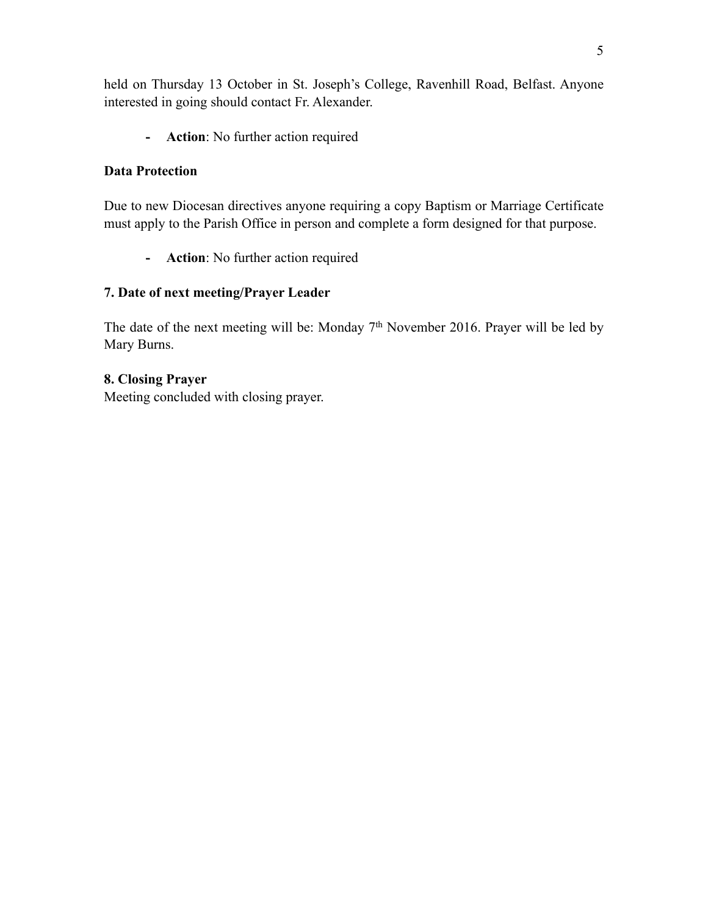held on Thursday 13 October in St. Joseph's College, Ravenhill Road, Belfast. Anyone interested in going should contact Fr. Alexander.

- **Action**: No further action required

**Data Protection**

Due to new Diocesan directives anyone requiring a copy Baptism or Marriage Certificate must apply to the Parish Office in person and complete a form designed for that purpose.

- **Action**: No further action required

**7. Date of next meeting/Prayer Leader**

The date of the next meeting will be: Monday 7th November 2016. Prayer will be led by Mary Burns.

**8. Closing Prayer**

Meeting concluded with closing prayer.